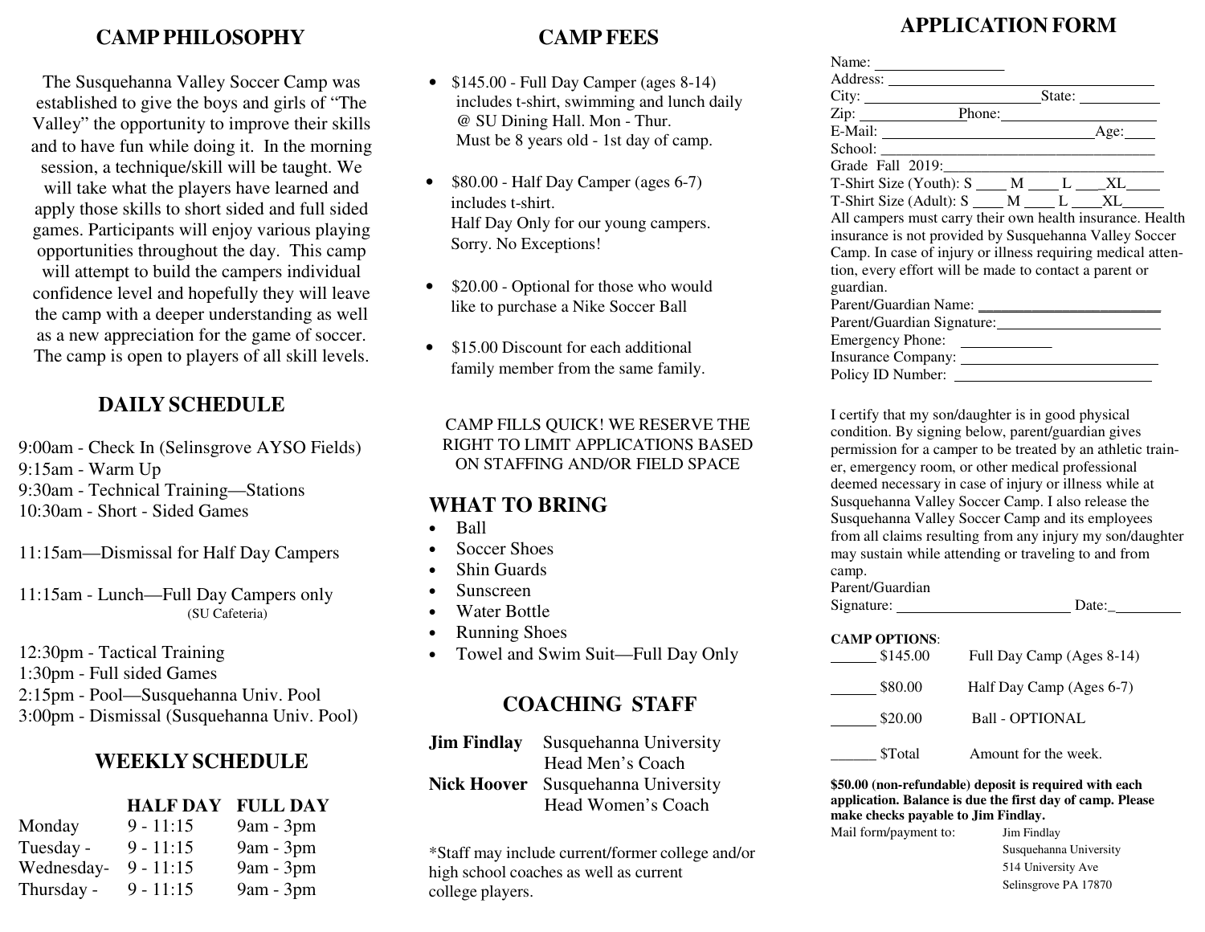## CAMP PHILOSOPHY

The Susquehanna Valley Soccer Camp was established to give the boys and girls of "The Valley" the opportunity to improve their skills and to have fun while doing it. In the morning session, a technique/skill will be taught. We will take what the players have learned and apply those skills to short sided and full sided games. Participants will enjoy various playing opportunities throughout the day. This camp will attempt to build the campers individual confidence level and hopefully they will leave the camp with a deeper understanding as well as a new appreciation for the game of soccer. The camp is open to players of all skill levels.

## DAILY SCHEDULE

9:00am - Check In (Selinsgrove AYSO Fields)
9:15am - Warm Up
9:30am - Technical Training—Stations
10:30am - Short - Sided Games

11:15am—Dismissal for Half Day Campers

11:15am - Lunch—Full Day Campers only
(SU Cafeteria)

12:30pm - Tactical Training
1:30pm - Full sided Games
2:15pm - Pool—Susquehanna Univ. Pool
3:00pm - Dismissal (Susquehanna Univ. Pool)

## WEEKLY SCHEDULE

| | HALF DAY | FULL DAY |
|---|---|---|
| Monday | 9 - 11:15 | 9am - 3pm |
| Tuesday - | 9 - 11:15 | 9am - 3pm |
| Wednesday- | 9 - 11:15 | 9am - 3pm |
| Thursday - | 9 - 11:15 | 9am - 3pm |

## CAMP FEES

- $145.00 - Full Day Camper (ages 8-14) includes t-shirt, swimming and lunch daily @ SU Dining Hall. Mon - Thur. Must be 8 years old - 1st day of camp.
- $80.00 - Half Day Camper (ages 6-7) includes t-shirt. Half Day Only for our young campers. Sorry. No Exceptions!
- $20.00 - Optional for those who would like to purchase a Nike Soccer Ball
- $15.00 Discount for each additional family member from the same family.

CAMP FILLS QUICK! WE RESERVE THE RIGHT TO LIMIT APPLICATIONS BASED ON STAFFING AND/OR FIELD SPACE

## WHAT TO BRING

- Ball
- Soccer Shoes
- Shin Guards
- Sunscreen
- Water Bottle
- Running Shoes
- Towel and Swim Suit—Full Day Only

## COACHING STAFF

**Jim Findlay** Susquehanna University Head Men's Coach
**Nick Hoover** Susquehanna University Head Women's Coach

*Staff may include current/former college and/or high school coaches as well as current college players.

## APPLICATION FORM

Name: ________________
Address: ________________________________
City: ______________________State: __________
Zip: ____________Phone:___________________
E-Mail: ___________________________Age:____
School: ___________________________________
Grade Fall 2019:___________________________
T-Shirt Size (Youth): S ____ M ____ L ___XL____
T-Shirt Size (Adult): S ____ M ____ L ____XL_____
All campers must carry their own health insurance. Health insurance is not provided by Susquehanna Valley Soccer Camp. In case of injury or illness requiring medical attention, every effort will be made to contact a parent or guardian.
Parent/Guardian Name: _______________________
Parent/Guardian Signature:_____________________
Emergency Phone: ___________
Insurance Company: __________________________
Policy ID Number: _________________________

I certify that my son/daughter is in good physical condition. By signing below, parent/guardian gives permission for a camper to be treated by an athletic trainer, emergency room, or other medical professional deemed necessary in case of injury or illness while at Susquehanna Valley Soccer Camp. I also release the Susquehanna Valley Soccer Camp and its employees from all claims resulting from any injury my son/daughter may sustain while attending or traveling to and from camp.
Parent/Guardian
Signature: ______________________ Date:_________

**CAMP OPTIONS**:
______ $145.00 Full Day Camp (Ages 8-14)

______ $80.00 Half Day Camp (Ages 6-7)

______ $20.00 Ball - OPTIONAL

______ $Total Amount for the week.

**$50.00 (non-refundable) deposit is required with each application. Balance is due the first day of camp. Please make checks payable to Jim Findlay.**

Mail form/payment to:
Jim Findlay
Susquehanna University
514 University Ave
Selinsgrove PA 17870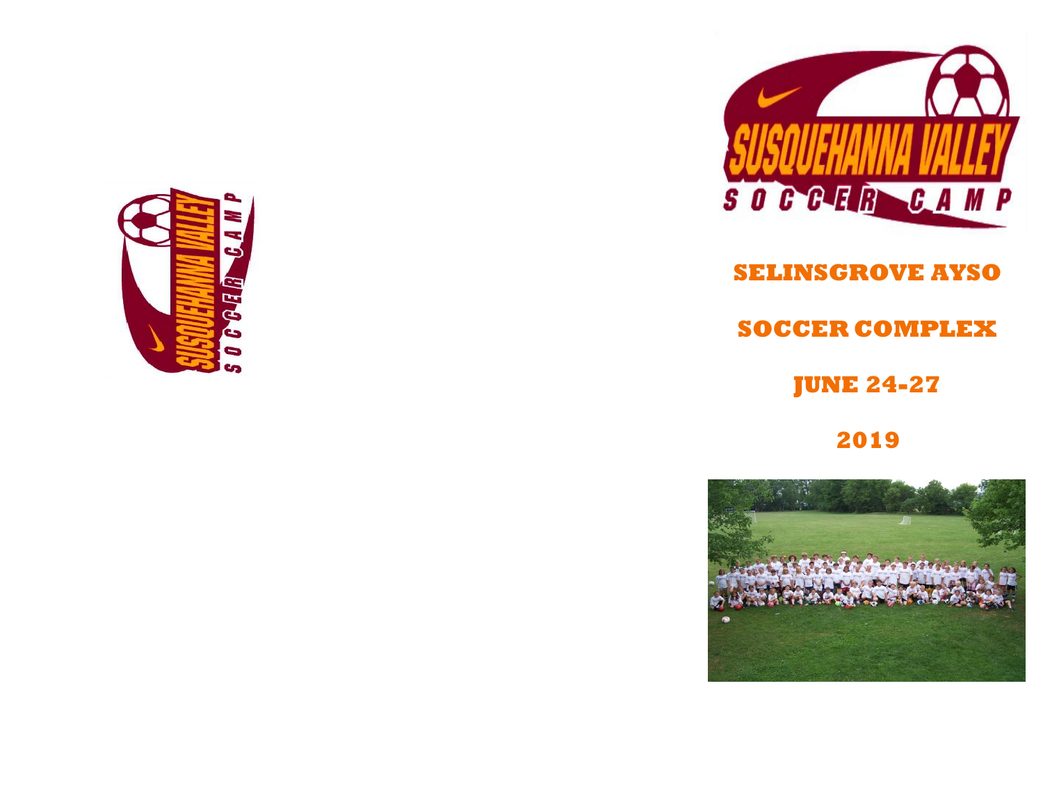SUSQUEHANNA VALLEY SOCCER CAMP

SUSQUEHANNA VALLEY SOCCER CAMP

**SELINSGROVE AYSO**

**SOCCER COMPLEX**

**JUNE 24-27**

**2019**